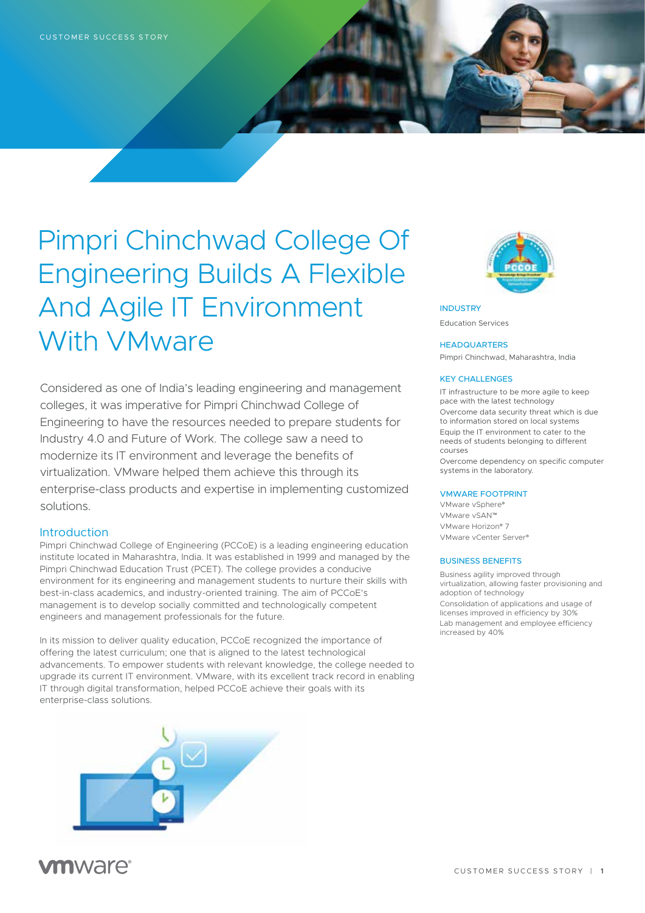CUSTOMER SUCCESS STORY

# Pimpri Chinchwad College Of Engineering Builds A Flexible And Agile IT Environment With VMware

Considered as one of India's leading engineering and management colleges, it was imperative for Pimpri Chinchwad College of Engineering to have the resources needed to prepare students for Industry 4.0 and Future of Work. The college saw a need to modernize its IT environment and leverage the benefits of virtualization. VMware helped them achieve this through its enterprise-class products and expertise in implementing customized solutions.

## Introduction

Pimpri Chinchwad College of Engineering (PCCoE) is a leading engineering education institute located in Maharashtra, India. It was established in 1999 and managed by the Pimpri Chinchwad Education Trust (PCET). The college provides a conducive environment for its engineering and management students to nurture their skills with best-in-class academics, and industry-oriented training. The aim of PCCoE's management is to develop socially committed and technologically competent engineers and management professionals for the future.

In its mission to deliver quality education, PCCoE recognized the importance of offering the latest curriculum; one that is aligned to the latest technological advancements. To empower students with relevant knowledge, the college needed to upgrade its current IT environment. VMware, with its excellent track record in enabling IT through digital transformation, helped PCCoE achieve their goals with its enterprise-class solutions.

### INDUSTRY

Education Services

### HEADQUARTERS

Pimpri Chinchwad, Maharashtra, India

### KEY CHALLENGES

- IT infrastructure to be more agile to keep pace with the latest technology
- Overcome data security threat which is due to information stored on local systems
- Equip the IT environment to cater to the needs of students belonging to different courses
- Overcome dependency on specific computer systems in the laboratory.

### VMWARE FOOTPRINT

- VMware vSphere®
- VMware vSAN™
- VMware Horizon® 7
- VMware vCenter Server®

### BUSINESS BENEFITS

- Business agility improved through virtualization, allowing faster provisioning and adoption of technology
- Consolidation of applications and usage of licenses improved in efficiency by 30%
- Lab management and employee efficiency increased by 40%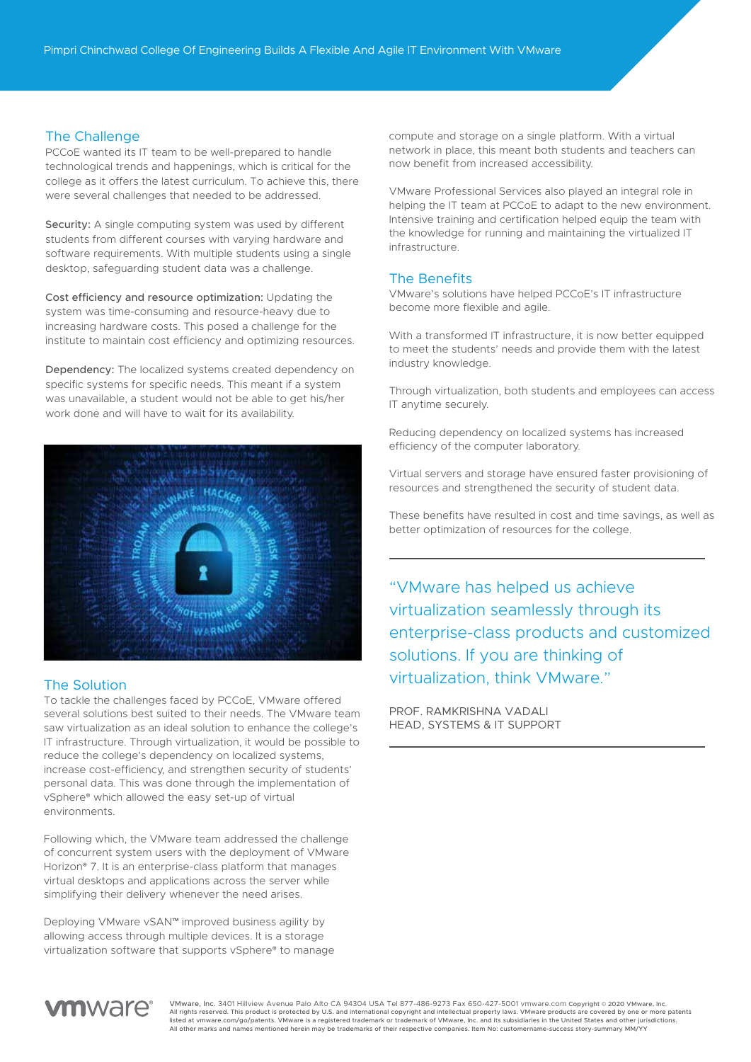## The Challenge

PCCoE wanted its IT team to be well-prepared to handle technological trends and happenings, which is critical for the college as it offers the latest curriculum. To achieve this, there were several challenges that needed to be addressed.

**Security:** A single computing system was used by different students from different courses with varying hardware and software requirements. With multiple students using a single desktop, safeguarding student data was a challenge.

**Cost efficiency and resource optimization:** Updating the system was time-consuming and resource-heavy due to increasing hardware costs. This posed a challenge for the institute to maintain cost efficiency and optimizing resources.

**Dependency:** The localized systems created dependency on specific systems for specific needs. This meant if a system was unavailable, a student would not be able to get his/her work done and will have to wait for its availability.

## The Solution

To tackle the challenges faced by PCCoE, VMware offered several solutions best suited to their needs. The VMware team saw virtualization as an ideal solution to enhance the college's IT infrastructure. Through virtualization, it would be possible to reduce the college's dependency on localized systems, increase cost-efficiency, and strengthen security of students' personal data. This was done through the implementation of vSphere® which allowed the easy set-up of virtual environments.

Following which, the VMware team addressed the challenge of concurrent system users with the deployment of VMware Horizon® 7. It is an enterprise-class platform that manages virtual desktops and applications across the server while simplifying their delivery whenever the need arises.

Deploying VMware vSAN™ improved business agility by allowing access through multiple devices. It is a storage virtualization software that supports vSphere® to manage compute and storage on a single platform. With a virtual network in place, this meant both students and teachers can now benefit from increased accessibility.

VMware Professional Services also played an integral role in helping the IT team at PCCoE to adapt to the new environment. Intensive training and certification helped equip the team with the knowledge for running and maintaining the virtualized IT infrastructure.

## The Benefits

VMware's solutions have helped PCCoE's IT infrastructure become more flexible and agile.

With a transformed IT infrastructure, it is now better equipped to meet the students' needs and provide them with the latest industry knowledge.

Through virtualization, both students and employees can access IT anytime securely.

Reducing dependency on localized systems has increased efficiency of the computer laboratory.

Virtual servers and storage have ensured faster provisioning of resources and strengthened the security of student data.

These benefits have resulted in cost and time savings, as well as better optimization of resources for the college.

> "VMware has helped us achieve virtualization seamlessly through its enterprise-class products and customized solutions. If you are thinking of virtualization, think VMware."
>
> PROF. RAMKRISHNA VADALI
> HEAD, SYSTEMS & IT SUPPORT

VMware, Inc. 3401 Hillview Avenue Palo Alto CA 94304 USA Tel 877-486-9273 Fax 650-427-5001 vmware.com Copyright © 2020 VMware, Inc. All rights reserved. This product is protected by U.S. and international copyright and intellectual property laws. VMware products are covered by one or more patents listed at vmware.com/go/patents. VMware is a registered trademark or trademark of VMware, Inc. and its subsidiaries in the United States and other jurisdictions. All other marks and names mentioned herein may be trademarks of their respective companies. Item No: customername-success story-summary MM/YY